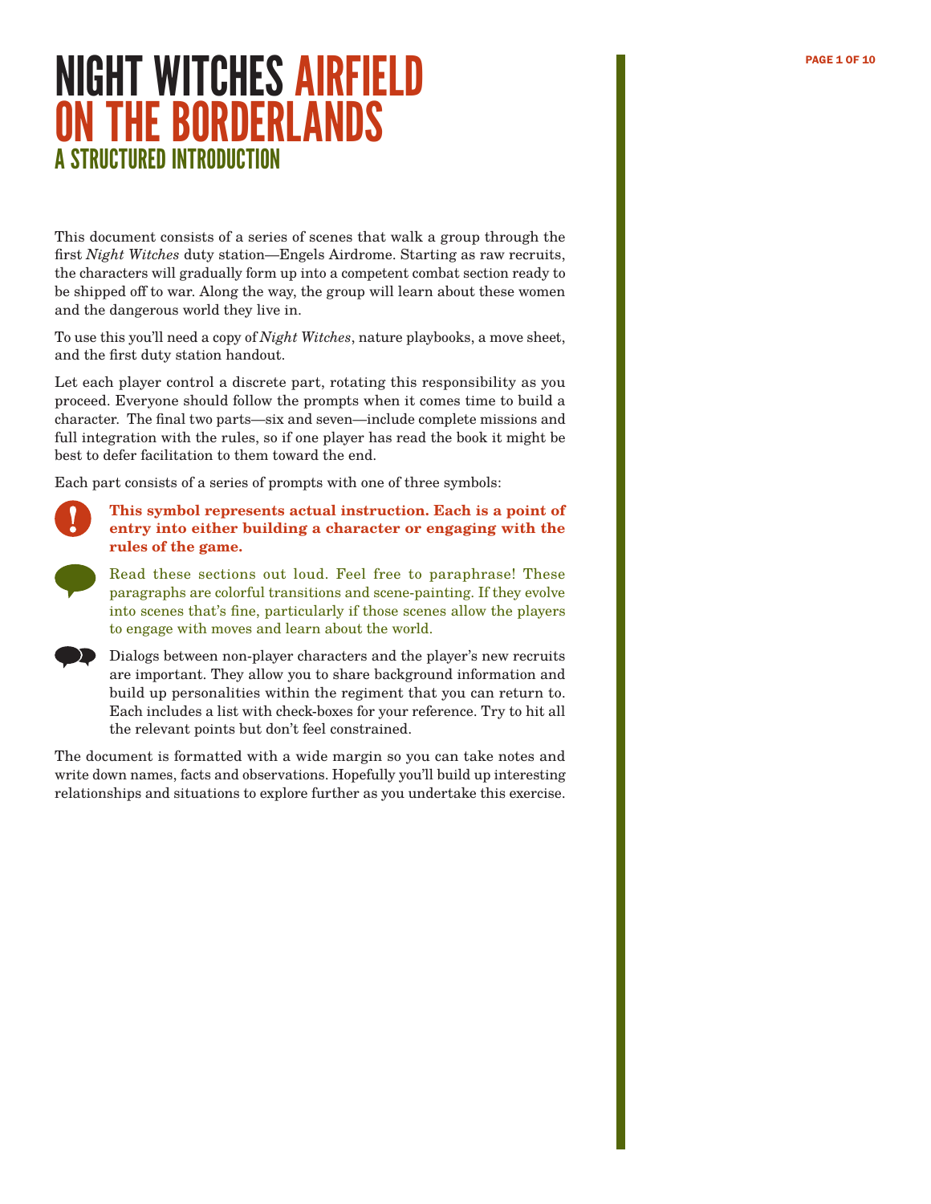# NIGHT WITCHES AIRFIELD ON THE BORDERLANDS

## A STRUCTURED INTRODUCTION

This document consists of a series of scenes that walk a group through the first *Night Witches* duty station—Engels Airdrome. Starting as raw recruits, the characters will gradually form up into a competent combat section ready to be shipped off to war. Along the way, the group will learn about these women and the dangerous world they live in.

To use this you'll need a copy of *Night Witches*, nature playbooks, a move sheet, and the first duty station handout.

Let each player control a discrete part, rotating this responsibility as you proceed. Everyone should follow the prompts when it comes time to build a character. The final two parts—six and seven—include complete missions and full integration with the rules, so if one player has read the book it might be best to defer facilitation to them toward the end.

Each part consists of a series of prompts with one of three symbols:

**This symbol represents actual instruction. Each is a point of entry into either building a character or engaging with the rules of the game.**

Read these sections out loud. Feel free to paraphrase! These paragraphs are colorful transitions and scene-painting. If they evolve into scenes that's fine, particularly if those scenes allow the players to engage with moves and learn about the world.

Dialogs between non-player characters and the player's new recruits are important. They allow you to share background information and build up personalities within the regiment that you can return to. Each includes a list with check-boxes for your reference. Try to hit all the relevant points but don't feel constrained.

The document is formatted with a wide margin so you can take notes and write down names, facts and observations. Hopefully you'll build up interesting relationships and situations to explore further as you undertake this exercise.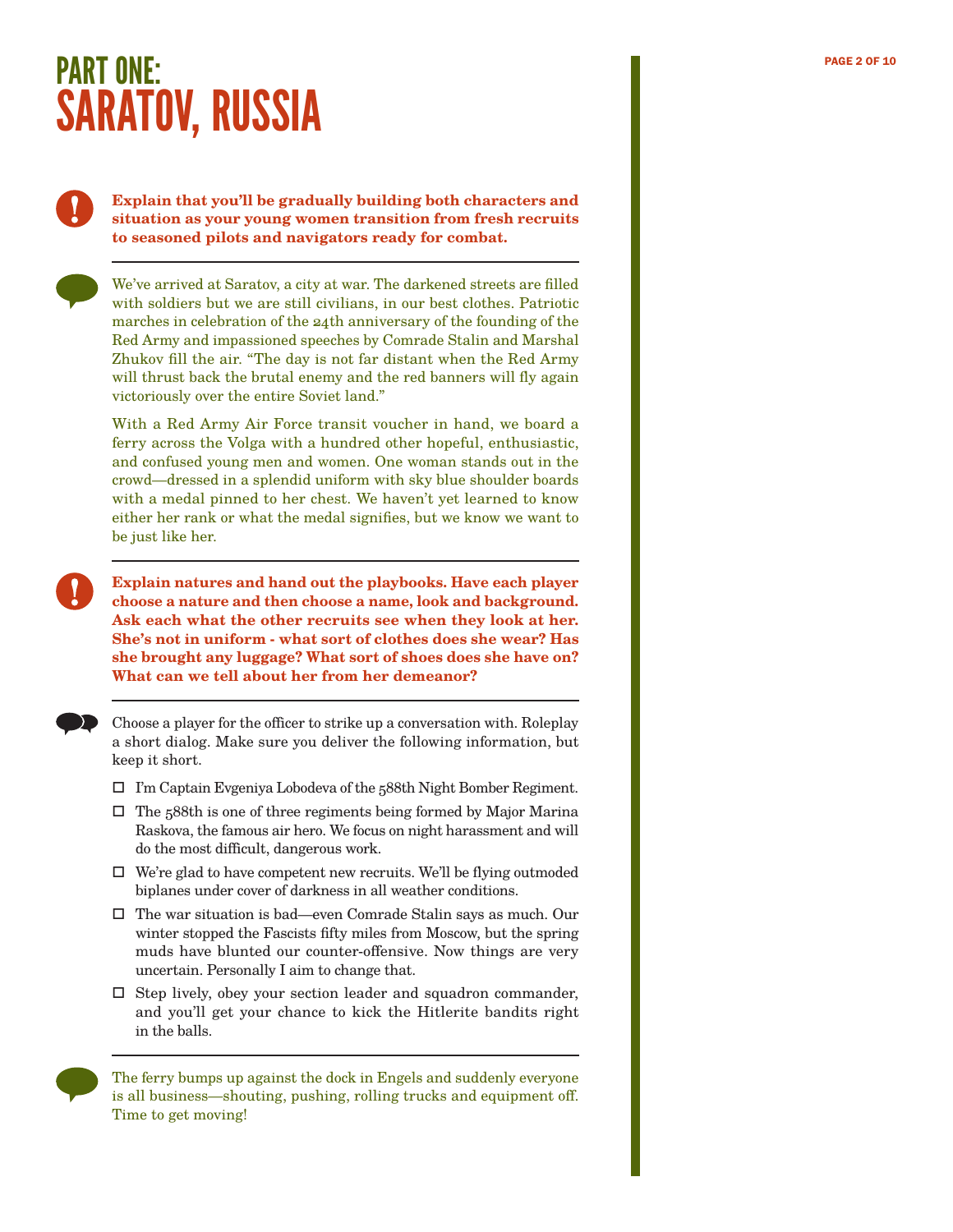# PART ONE: SARATOV, RUSSIA

**Explain that you'll be gradually building both characters and situation as your young women transition from fresh recruits to seasoned pilots and navigators ready for combat.**

---

We've arrived at Saratov, a city at war. The darkened streets are filled with soldiers but we are still civilians, in our best clothes. Patriotic marches in celebration of the 24th anniversary of the founding of the Red Army and impassioned speeches by Comrade Stalin and Marshal Zhukov fill the air. "The day is not far distant when the Red Army will thrust back the brutal enemy and the red banners will fly again victoriously over the entire Soviet land."

With a Red Army Air Force transit voucher in hand, we board a ferry across the Volga with a hundred other hopeful, enthusiastic, and confused young men and women. One woman stands out in the crowd—dressed in a splendid uniform with sky blue shoulder boards with a medal pinned to her chest. We haven't yet learned to know either her rank or what the medal signifies, but we know we want to be just like her.

---

**Explain natures and hand out the playbooks. Have each player choose a nature and then choose a name, look and background. Ask each what the other recruits see when they look at her. She's not in uniform - what sort of clothes does she wear? Has she brought any luggage? What sort of shoes does she have on? What can we tell about her from her demeanor?**

---

Choose a player for the officer to strike up a conversation with. Roleplay a short dialog. Make sure you deliver the following information, but keep it short.

- ☐ I'm Captain Evgeniya Lobodeva of the 588th Night Bomber Regiment.
- ☐ The 588th is one of three regiments being formed by Major Marina Raskova, the famous air hero. We focus on night harassment and will do the most difficult, dangerous work.
- ☐ We're glad to have competent new recruits. We'll be flying outmoded biplanes under cover of darkness in all weather conditions.
- ☐ The war situation is bad—even Comrade Stalin says as much. Our winter stopped the Fascists fifty miles from Moscow, but the spring muds have blunted our counter-offensive. Now things are very uncertain. Personally I aim to change that.
- ☐ Step lively, obey your section leader and squadron commander, and you'll get your chance to kick the Hitlerite bandits right in the balls.

---

The ferry bumps up against the dock in Engels and suddenly everyone is all business—shouting, pushing, rolling trucks and equipment off. Time to get moving!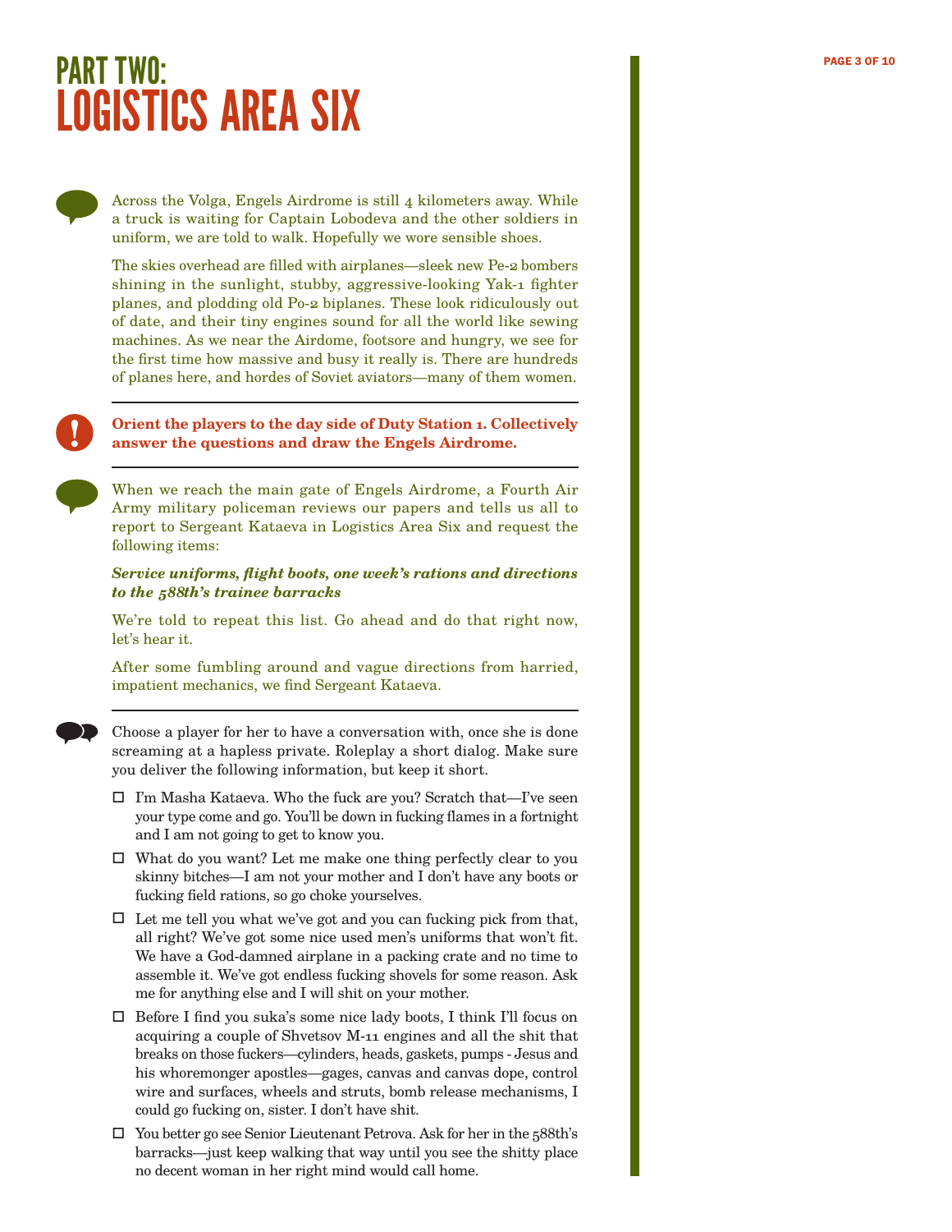# PART TWO: LOGISTICS AREA SIX

Across the Volga, Engels Airdrome is still 4 kilometers away. While a truck is waiting for Captain Lobodeva and the other soldiers in uniform, we are told to walk. Hopefully we wore sensible shoes.

The skies overhead are filled with airplanes—sleek new Pe-2 bombers shining in the sunlight, stubby, aggressive-looking Yak-1 fighter planes, and plodding old Po-2 biplanes. These look ridiculously out of date, and their tiny engines sound for all the world like sewing machines. As we near the Airdome, footsore and hungry, we see for the first time how massive and busy it really is. There are hundreds of planes here, and hordes of Soviet aviators—many of them women.

---

**Orient the players to the day side of Duty Station 1. Collectively answer the questions and draw the Engels Airdrome.**

---

When we reach the main gate of Engels Airdrome, a Fourth Air Army military policeman reviews our papers and tells us all to report to Sergeant Kataeva in Logistics Area Six and request the following items:

***Service uniforms, flight boots, one week's rations and directions to the 588th's trainee barracks***

We're told to repeat this list. Go ahead and do that right now, let's hear it.

After some fumbling around and vague directions from harried, impatient mechanics, we find Sergeant Kataeva.

---

Choose a player for her to have a conversation with, once she is done screaming at a hapless private. Roleplay a short dialog. Make sure you deliver the following information, but keep it short.

- ☐ I'm Masha Kataeva. Who the fuck are you? Scratch that—I've seen your type come and go. You'll be down in fucking flames in a fortnight and I am not going to get to know you.
- ☐ What do you want? Let me make one thing perfectly clear to you skinny bitches—I am not your mother and I don't have any boots or fucking field rations, so go choke yourselves.
- ☐ Let me tell you what we've got and you can fucking pick from that, all right? We've got some nice used men's uniforms that won't fit. We have a God-damned airplane in a packing crate and no time to assemble it. We've got endless fucking shovels for some reason. Ask me for anything else and I will shit on your mother.
- ☐ Before I find you suka's some nice lady boots, I think I'll focus on acquiring a couple of Shvetsov M-11 engines and all the shit that breaks on those fuckers—cylinders, heads, gaskets, pumps - Jesus and his whoremonger apostles—gages, canvas and canvas dope, control wire and surfaces, wheels and struts, bomb release mechanisms, I could go fucking on, sister. I don't have shit.
- ☐ You better go see Senior Lieutenant Petrova. Ask for her in the 588th's barracks—just keep walking that way until you see the shitty place no decent woman in her right mind would call home.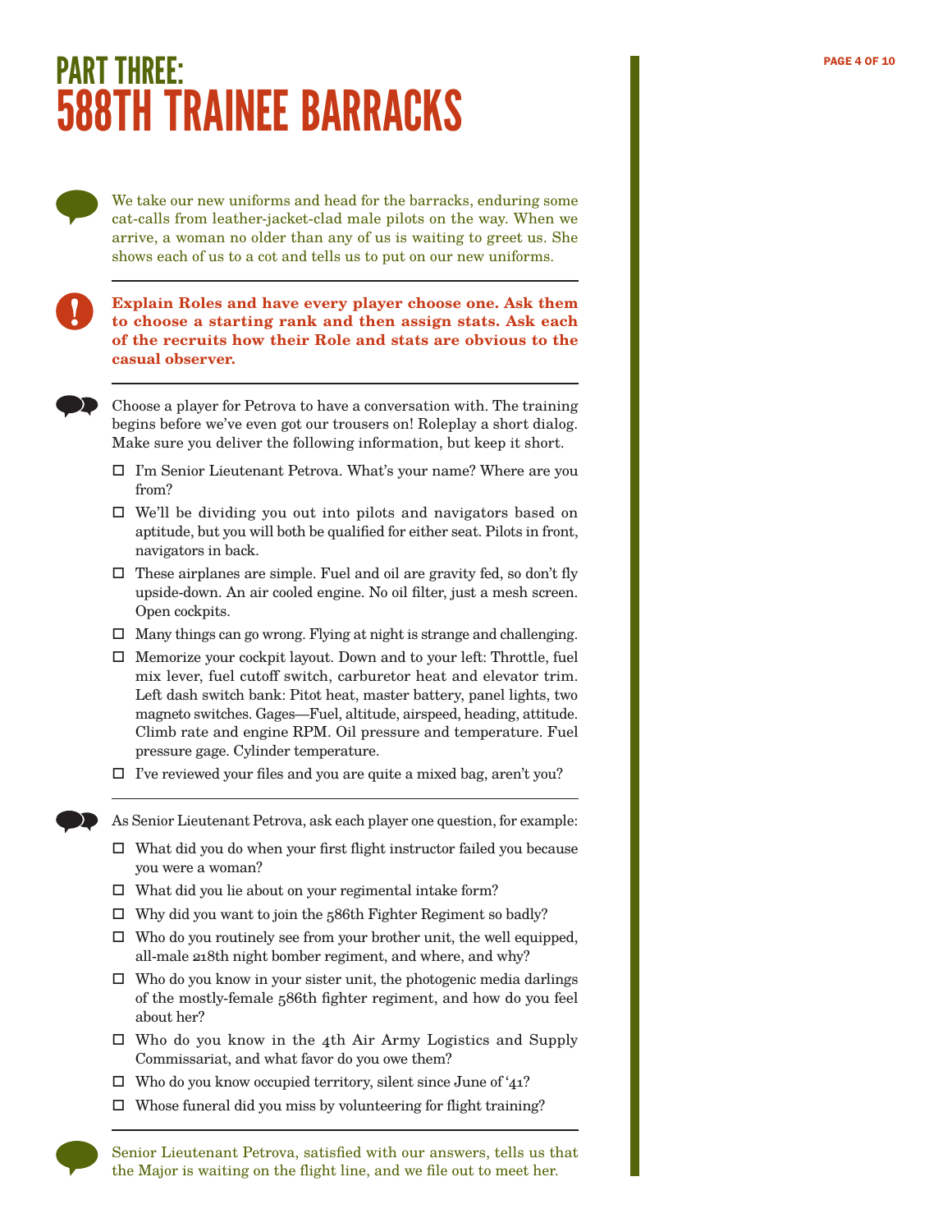# PART THREE:
# 588TH TRAINEE BARRACKS

We take our new uniforms and head for the barracks, enduring some cat-calls from leather-jacket-clad male pilots on the way. When we arrive, a woman no older than any of us is waiting to greet us. She shows each of us to a cot and tells us to put on our new uniforms.

---

**Explain Roles and have every player choose one. Ask them to choose a starting rank and then assign stats. Ask each of the recruits how their Role and stats are obvious to the casual observer.**

---

Choose a player for Petrova to have a conversation with. The training begins before we've even got our trousers on! Roleplay a short dialog. Make sure you deliver the following information, but keep it short.

- ☐ I'm Senior Lieutenant Petrova. What's your name? Where are you from?
- ☐ We'll be dividing you out into pilots and navigators based on aptitude, but you will both be qualified for either seat. Pilots in front, navigators in back.
- ☐ These airplanes are simple. Fuel and oil are gravity fed, so don't fly upside-down. An air cooled engine. No oil filter, just a mesh screen. Open cockpits.
- ☐ Many things can go wrong. Flying at night is strange and challenging.
- ☐ Memorize your cockpit layout. Down and to your left: Throttle, fuel mix lever, fuel cutoff switch, carburetor heat and elevator trim. Left dash switch bank: Pitot heat, master battery, panel lights, two magneto switches. Gages—Fuel, altitude, airspeed, heading, attitude. Climb rate and engine RPM. Oil pressure and temperature. Fuel pressure gage. Cylinder temperature.
- ☐ I've reviewed your files and you are quite a mixed bag, aren't you?

---

As Senior Lieutenant Petrova, ask each player one question, for example:

- ☐ What did you do when your first flight instructor failed you because you were a woman?
- ☐ What did you lie about on your regimental intake form?
- ☐ Why did you want to join the 586th Fighter Regiment so badly?
- ☐ Who do you routinely see from your brother unit, the well equipped, all-male 218th night bomber regiment, and where, and why?
- ☐ Who do you know in your sister unit, the photogenic media darlings of the mostly-female 586th fighter regiment, and how do you feel about her?
- ☐ Who do you know in the 4th Air Army Logistics and Supply Commissariat, and what favor do you owe them?
- ☐ Who do you know occupied territory, silent since June of '41?
- ☐ Whose funeral did you miss by volunteering for flight training?

---

Senior Lieutenant Petrova, satisfied with our answers, tells us that the Major is waiting on the flight line, and we file out to meet her.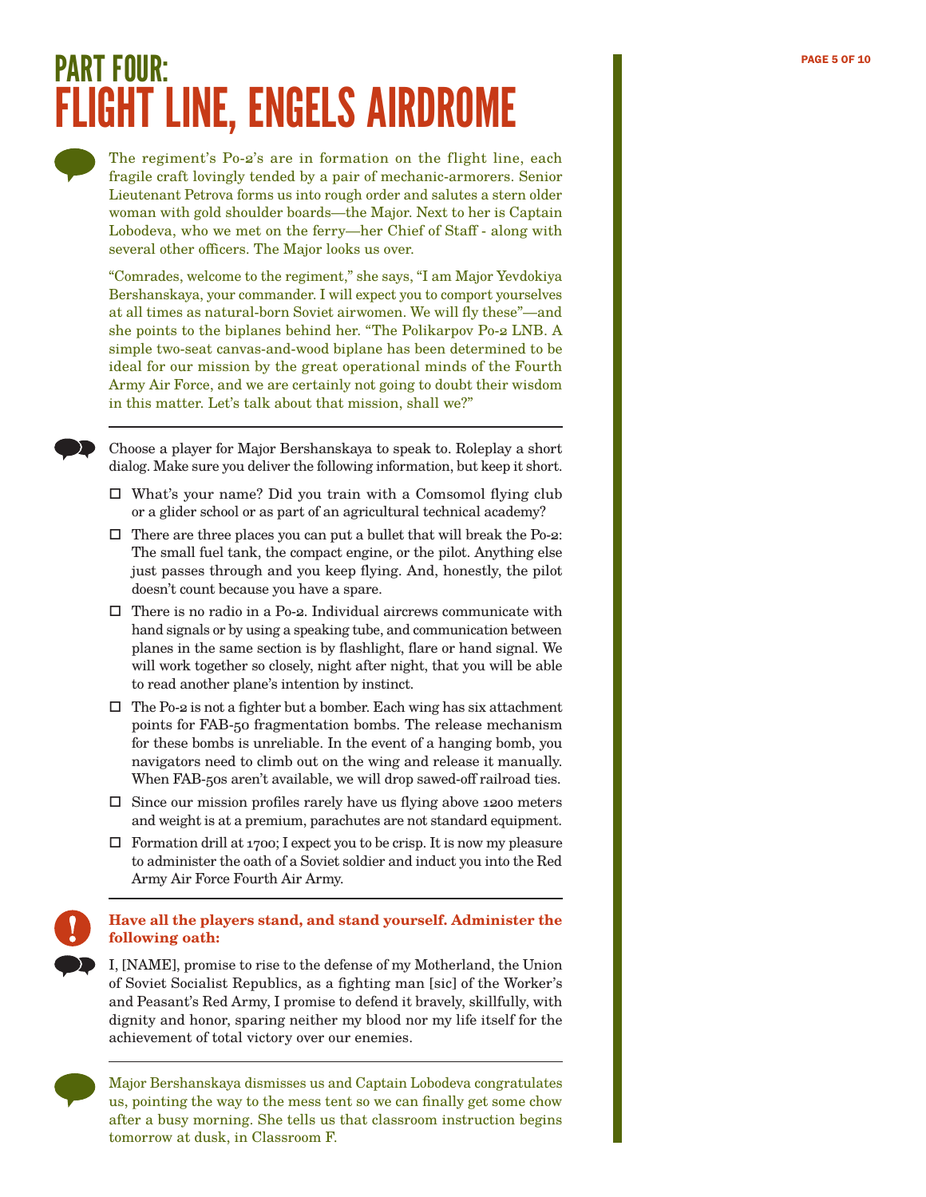# PART FOUR:
# FLIGHT LINE, ENGELS AIRDROME

The regiment's Po-2's are in formation on the flight line, each fragile craft lovingly tended by a pair of mechanic-armorers. Senior Lieutenant Petrova forms us into rough order and salutes a stern older woman with gold shoulder boards—the Major. Next to her is Captain Lobodeva, who we met on the ferry—her Chief of Staff - along with several other officers. The Major looks us over.

"Comrades, welcome to the regiment," she says, "I am Major Yevdokiya Bershanskaya, your commander. I will expect you to comport yourselves at all times as natural-born Soviet airwomen. We will fly these"—and she points to the biplanes behind her. "The Polikarpov Po-2 LNB. A simple two-seat canvas-and-wood biplane has been determined to be ideal for our mission by the great operational minds of the Fourth Army Air Force, and we are certainly not going to doubt their wisdom in this matter. Let's talk about that mission, shall we?"

---

Choose a player for Major Bershanskaya to speak to. Roleplay a short dialog. Make sure you deliver the following information, but keep it short.

- ☐ What's your name? Did you train with a Comsomol flying club or a glider school or as part of an agricultural technical academy?
- ☐ There are three places you can put a bullet that will break the Po-2: The small fuel tank, the compact engine, or the pilot. Anything else just passes through and you keep flying. And, honestly, the pilot doesn't count because you have a spare.
- ☐ There is no radio in a Po-2. Individual aircrews communicate with hand signals or by using a speaking tube, and communication between planes in the same section is by flashlight, flare or hand signal. We will work together so closely, night after night, that you will be able to read another plane's intention by instinct.
- ☐ The Po-2 is not a fighter but a bomber. Each wing has six attachment points for FAB-50 fragmentation bombs. The release mechanism for these bombs is unreliable. In the event of a hanging bomb, you navigators need to climb out on the wing and release it manually. When FAB-50s aren't available, we will drop sawed-off railroad ties.
- ☐ Since our mission profiles rarely have us flying above 1200 meters and weight is at a premium, parachutes are not standard equipment.
- ☐ Formation drill at 1700; I expect you to be crisp. It is now my pleasure to administer the oath of a Soviet soldier and induct you into the Red Army Air Force Fourth Air Army.

---

**Have all the players stand, and stand yourself. Administer the following oath:**

I, [NAME], promise to rise to the defense of my Motherland, the Union of Soviet Socialist Republics, as a fighting man [sic] of the Worker's and Peasant's Red Army, I promise to defend it bravely, skillfully, with dignity and honor, sparing neither my blood nor my life itself for the achievement of total victory over our enemies.

---

Major Bershanskaya dismisses us and Captain Lobodeva congratulates us, pointing the way to the mess tent so we can finally get some chow after a busy morning. She tells us that classroom instruction begins tomorrow at dusk, in Classroom F.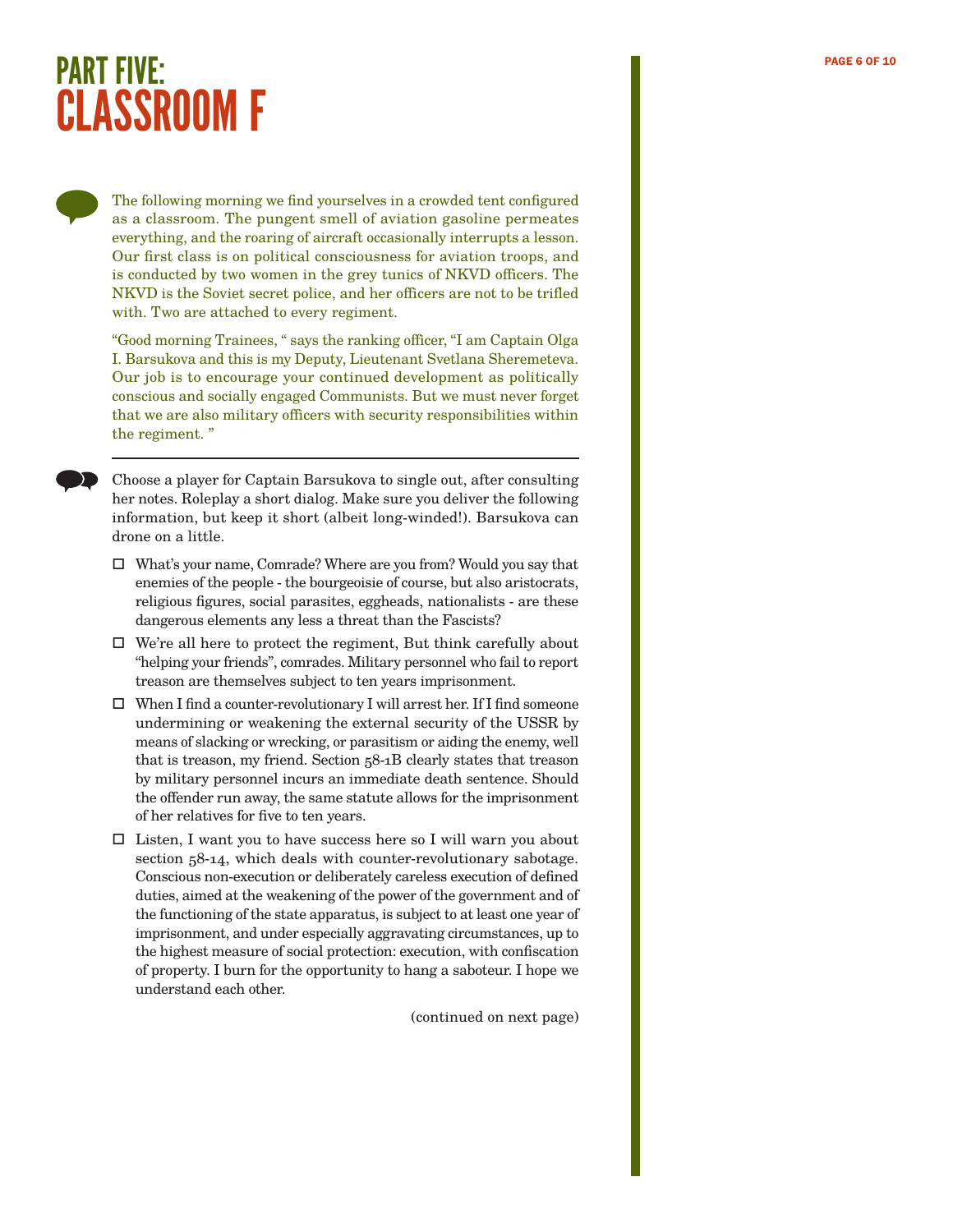# PART FIVE: CLASSROOM F

The following morning we find yourselves in a crowded tent configured as a classroom. The pungent smell of aviation gasoline permeates everything, and the roaring of aircraft occasionally interrupts a lesson. Our first class is on political consciousness for aviation troops, and is conducted by two women in the grey tunics of NKVD officers. The NKVD is the Soviet secret police, and her officers are not to be trifled with. Two are attached to every regiment.

"Good morning Trainees, " says the ranking officer, "I am Captain Olga I. Barsukova and this is my Deputy, Lieutenant Svetlana Sheremeteva. Our job is to encourage your continued development as politically conscious and socially engaged Communists. But we must never forget that we are also military officers with security responsibilities within the regiment. "

---

Choose a player for Captain Barsukova to single out, after consulting her notes. Roleplay a short dialog. Make sure you deliver the following information, but keep it short (albeit long-winded!). Barsukova can drone on a little.

- ☐ What's your name, Comrade? Where are you from? Would you say that enemies of the people - the bourgeoisie of course, but also aristocrats, religious figures, social parasites, eggheads, nationalists - are these dangerous elements any less a threat than the Fascists?
- ☐ We're all here to protect the regiment, But think carefully about "helping your friends", comrades. Military personnel who fail to report treason are themselves subject to ten years imprisonment.
- ☐ When I find a counter-revolutionary I will arrest her. If I find someone undermining or weakening the external security of the USSR by means of slacking or wrecking, or parasitism or aiding the enemy, well that is treason, my friend. Section 58-1B clearly states that treason by military personnel incurs an immediate death sentence. Should the offender run away, the same statute allows for the imprisonment of her relatives for five to ten years.
- ☐ Listen, I want you to have success here so I will warn you about section 58-14, which deals with counter-revolutionary sabotage. Conscious non-execution or deliberately careless execution of defined duties, aimed at the weakening of the power of the government and of the functioning of the state apparatus, is subject to at least one year of imprisonment, and under especially aggravating circumstances, up to the highest measure of social protection: execution, with confiscation of property. I burn for the opportunity to hang a saboteur. I hope we understand each other.

(continued on next page)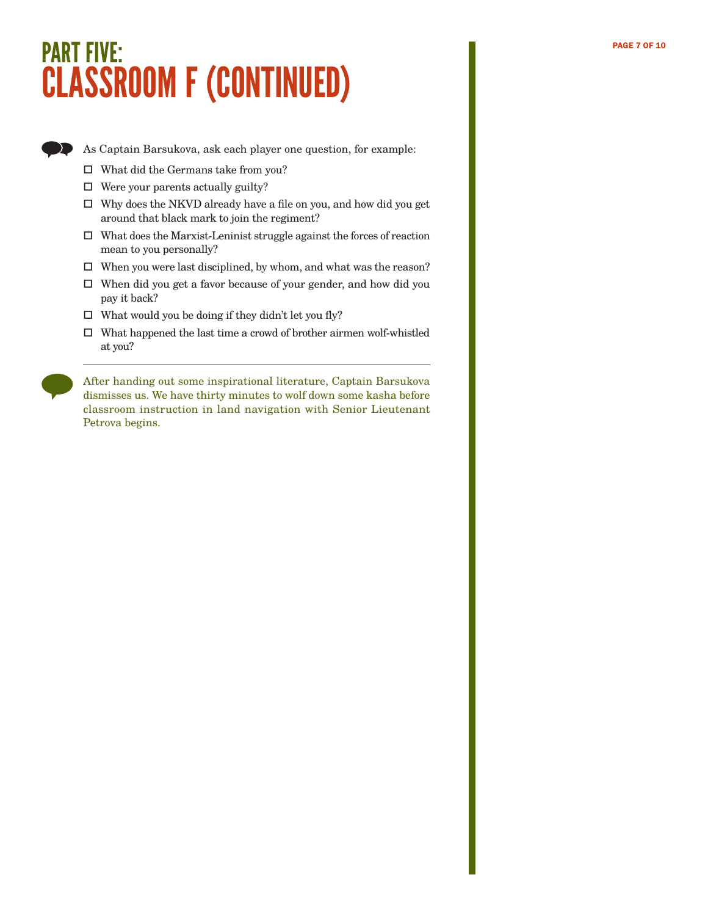# PART FIVE:
# CLASSROOM F (CONTINUED)

As Captain Barsukova, ask each player one question, for example:

- ☐ What did the Germans take from you?
- ☐ Were your parents actually guilty?
- ☐ Why does the NKVD already have a file on you, and how did you get around that black mark to join the regiment?
- ☐ What does the Marxist-Leninist struggle against the forces of reaction mean to you personally?
- ☐ When you were last disciplined, by whom, and what was the reason?
- ☐ When did you get a favor because of your gender, and how did you pay it back?
- ☐ What would you be doing if they didn't let you fly?
- ☐ What happened the last time a crowd of brother airmen wolf-whistled at you?

---

After handing out some inspirational literature, Captain Barsukova dismisses us. We have thirty minutes to wolf down some kasha before classroom instruction in land navigation with Senior Lieutenant Petrova begins.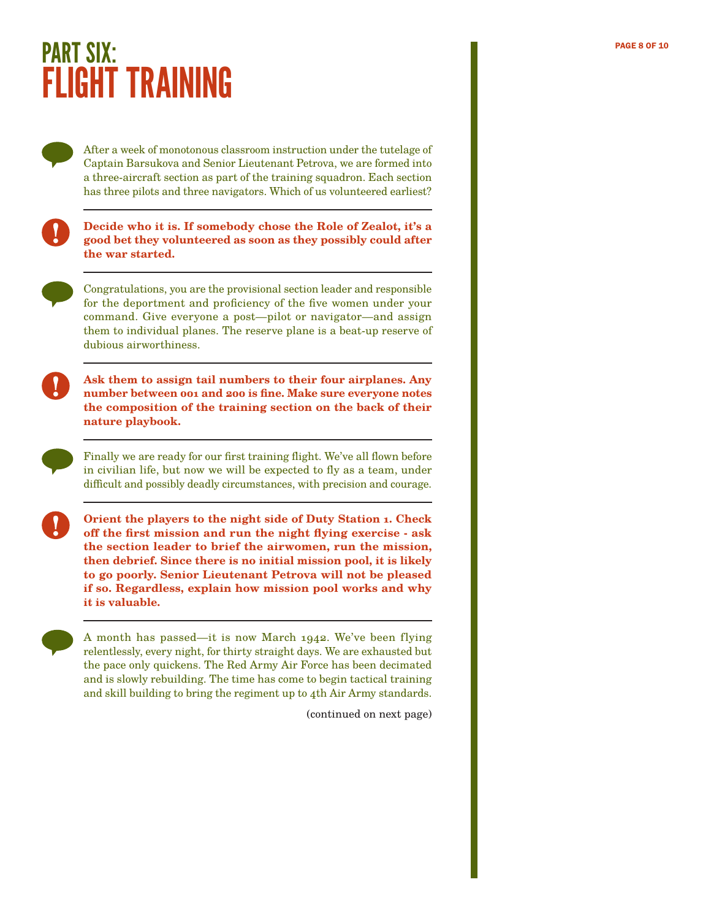# PART SIX:
# FLIGHT TRAINING

After a week of monotonous classroom instruction under the tutelage of Captain Barsukova and Senior Lieutenant Petrova, we are formed into a three-aircraft section as part of the training squadron. Each section has three pilots and three navigators. Which of us volunteered earliest?

---

**Decide who it is. If somebody chose the Role of Zealot, it's a good bet they volunteered as soon as they possibly could after the war started.**

---

Congratulations, you are the provisional section leader and responsible for the deportment and proficiency of the five women under your command. Give everyone a post—pilot or navigator—and assign them to individual planes. The reserve plane is a beat-up reserve of dubious airworthiness.

---

**Ask them to assign tail numbers to their four airplanes. Any number between 001 and 200 is fine. Make sure everyone notes the composition of the training section on the back of their nature playbook.**

---

Finally we are ready for our first training flight. We've all flown before in civilian life, but now we will be expected to fly as a team, under difficult and possibly deadly circumstances, with precision and courage.

---

**Orient the players to the night side of Duty Station 1. Check off the first mission and run the night flying exercise - ask the section leader to brief the airwomen, run the mission, then debrief. Since there is no initial mission pool, it is likely to go poorly. Senior Lieutenant Petrova will not be pleased if so. Regardless, explain how mission pool works and why it is valuable.**

---

A month has passed—it is now March 1942. We've been flying relentlessly, every night, for thirty straight days. We are exhausted but the pace only quickens. The Red Army Air Force has been decimated and is slowly rebuilding. The time has come to begin tactical training and skill building to bring the regiment up to 4th Air Army standards.

(continued on next page)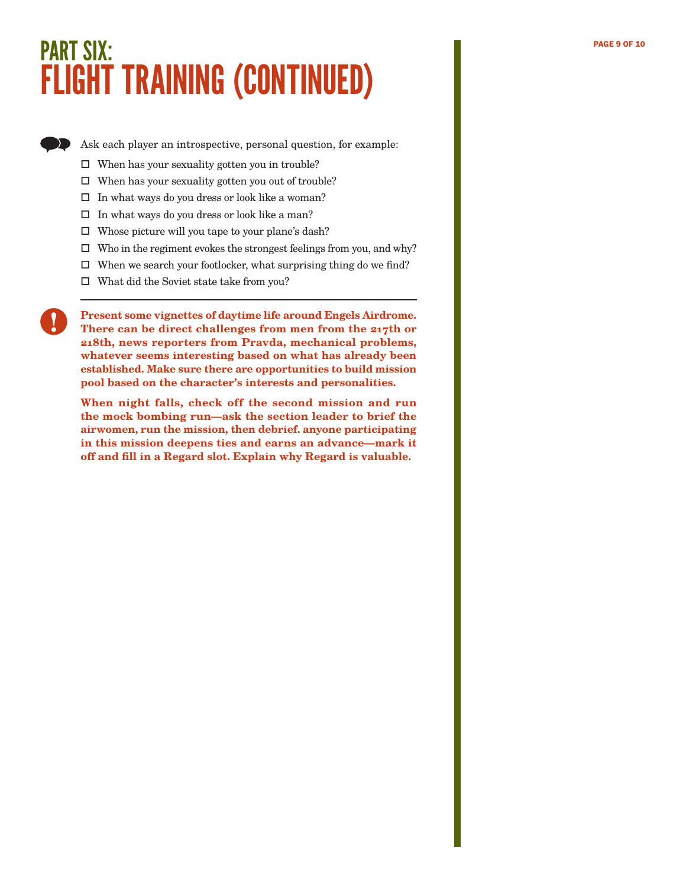# PART SIX: FLIGHT TRAINING (CONTINUED)

Ask each player an introspective, personal question, for example:

- ☐ When has your sexuality gotten you in trouble?
- ☐ When has your sexuality gotten you out of trouble?
- ☐ In what ways do you dress or look like a woman?
- ☐ In what ways do you dress or look like a man?
- ☐ Whose picture will you tape to your plane's dash?
- ☐ Who in the regiment evokes the strongest feelings from you, and why?
- ☐ When we search your footlocker, what surprising thing do we find?
- ☐ What did the Soviet state take from you?

---

**Present some vignettes of daytime life around Engels Airdrome. There can be direct challenges from men from the 217th or 218th, news reporters from Pravda, mechanical problems, whatever seems interesting based on what has already been established. Make sure there are opportunities to build mission pool based on the character's interests and personalities.**

**When night falls, check off the second mission and run the mock bombing run—ask the section leader to brief the airwomen, run the mission, then debrief. anyone participating in this mission deepens ties and earns an advance—mark it off and fill in a Regard slot. Explain why Regard is valuable.**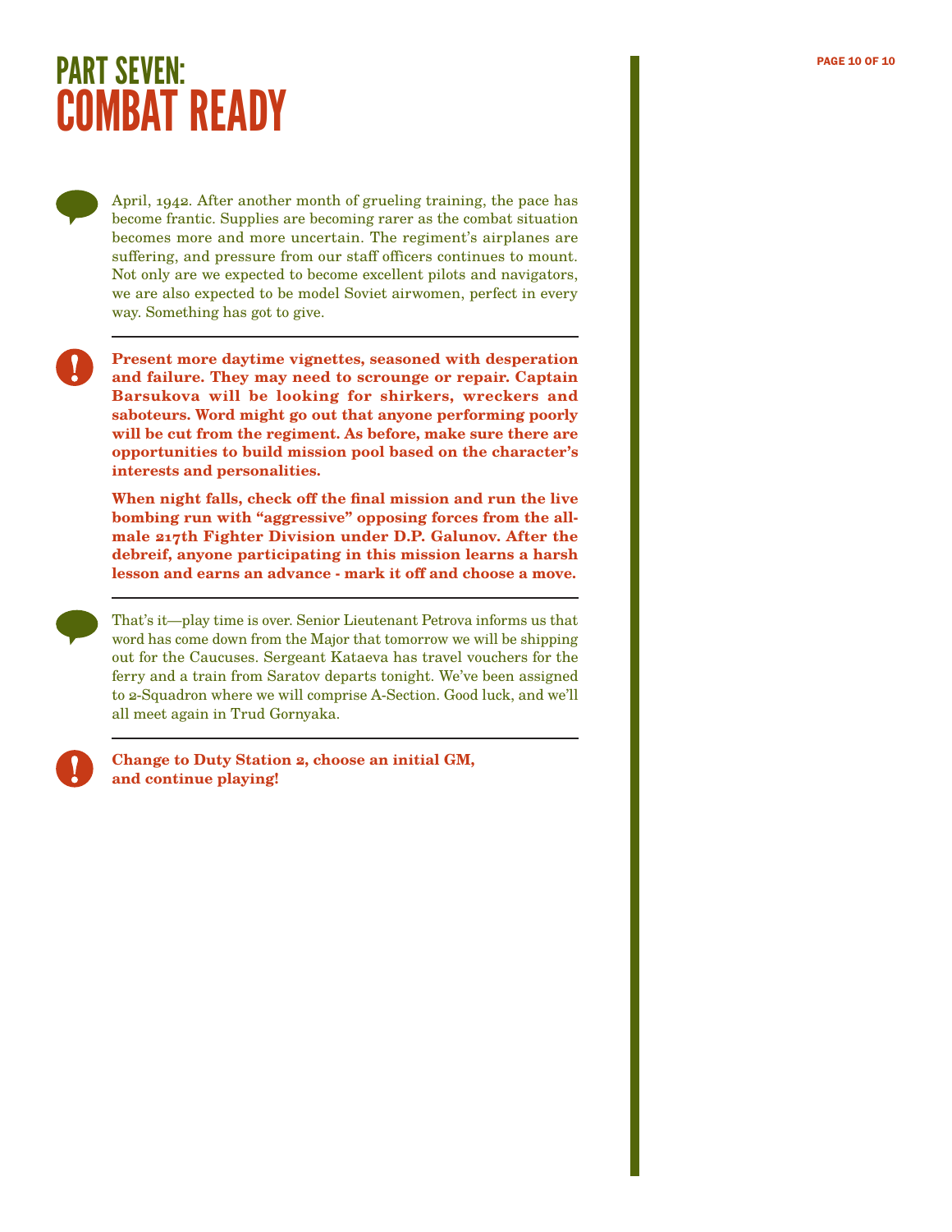# PART SEVEN: COMBAT READY

April, 1942. After another month of grueling training, the pace has become frantic. Supplies are becoming rarer as the combat situation becomes more and more uncertain. The regiment's airplanes are suffering, and pressure from our staff officers continues to mount. Not only are we expected to become excellent pilots and navigators, we are also expected to be model Soviet airwomen, perfect in every way. Something has got to give.

---

**Present more daytime vignettes, seasoned with desperation and failure. They may need to scrounge or repair. Captain Barsukova will be looking for shirkers, wreckers and saboteurs. Word might go out that anyone performing poorly will be cut from the regiment. As before, make sure there are opportunities to build mission pool based on the character's interests and personalities.**

**When night falls, check off the final mission and run the live bombing run with "aggressive" opposing forces from the all-male 217th Fighter Division under D.P. Galunov. After the debreif, anyone participating in this mission learns a harsh lesson and earns an advance - mark it off and choose a move.**

---

That's it—play time is over. Senior Lieutenant Petrova informs us that word has come down from the Major that tomorrow we will be shipping out for the Caucuses. Sergeant Kataeva has travel vouchers for the ferry and a train from Saratov departs tonight. We've been assigned to 2-Squadron where we will comprise A-Section. Good luck, and we'll all meet again in Trud Gornyaka.

---

**Change to Duty Station 2, choose an initial GM, and continue playing!**